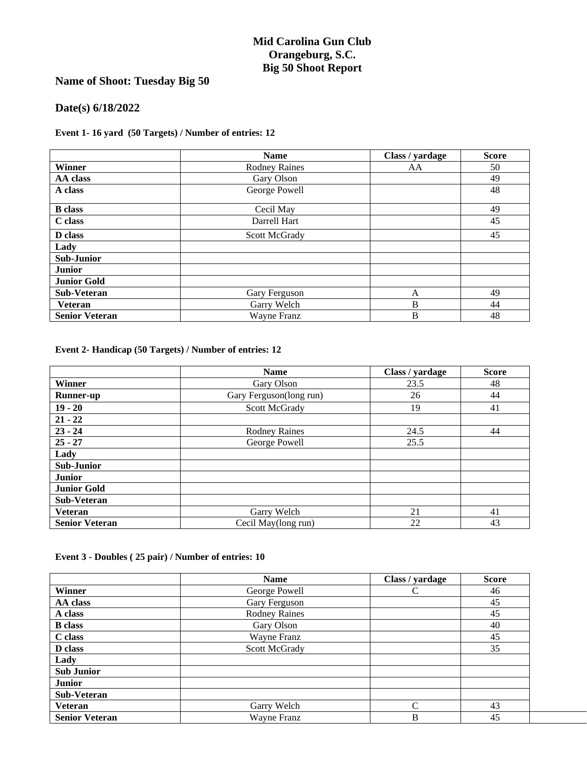# Mid Carolina Gun Club
# Orangeburg, S.C.
# Big 50 Shoot Report

## Name of Shoot: Tuesday Big 50

## Date(s) 6/18/2022

### Event 1- 16 yard (50 Targets) / Number of entries: 12

| | Name | Class / yardage | Score |
|---|---|---|---|
| **Winner** | Rodney Raines | AA | 50 |
| **AA class** | Gary Olson | | 49 |
| **A class** | George Powell | | 48 |
| **B class** | Cecil May | | 49 |
| **C class** | Darrell Hart | | 45 |
| **D class** | Scott McGrady | | 45 |
| **Lady** | | | |
| **Sub-Junior** | | | |
| **Junior** | | | |
| **Junior Gold** | | | |
| **Sub-Veteran** | Gary Ferguson | A | 49 |
| **Veteran** | Garry Welch | B | 44 |
| **Senior Veteran** | Wayne Franz | B | 48 |

### Event 2- Handicap (50 Targets) / Number of entries: 12

| | Name | Class / yardage | Score |
|---|---|---|---|
| **Winner** | Gary Olson | 23.5 | 48 |
| **Runner-up** | Gary Ferguson(long run) | 26 | 44 |
| **19 - 20** | Scott McGrady | 19 | 41 |
| **21 - 22** | | | |
| **23 - 24** | Rodney Raines | 24.5 | 44 |
| **25 - 27** | George Powell | 25.5 | |
| **Lady** | | | |
| **Sub-Junior** | | | |
| **Junior** | | | |
| **Junior Gold** | | | |
| **Sub-Veteran** | | | |
| **Veteran** | Garry Welch | 21 | 41 |
| **Senior Veteran** | Cecil May(long run) | 22 | 43 |

### Event 3 - Doubles ( 25 pair) / Number of entries: 10

| | Name | Class / yardage | Score |
|---|---|---|---|
| **Winner** | George Powell | C | 46 |
| **AA class** | Gary Ferguson | | 45 |
| **A class** | Rodney Raines | | 45 |
| **B class** | Gary Olson | | 40 |
| **C class** | Wayne Franz | | 45 |
| **D class** | Scott McGrady | | 35 |
| **Lady** | | | |
| **Sub Junior** | | | |
| **Junior** | | | |
| **Sub-Veteran** | | | |
| **Veteran** | Garry Welch | C | 43 |
| **Senior Veteran** | Wayne Franz | B | 45 |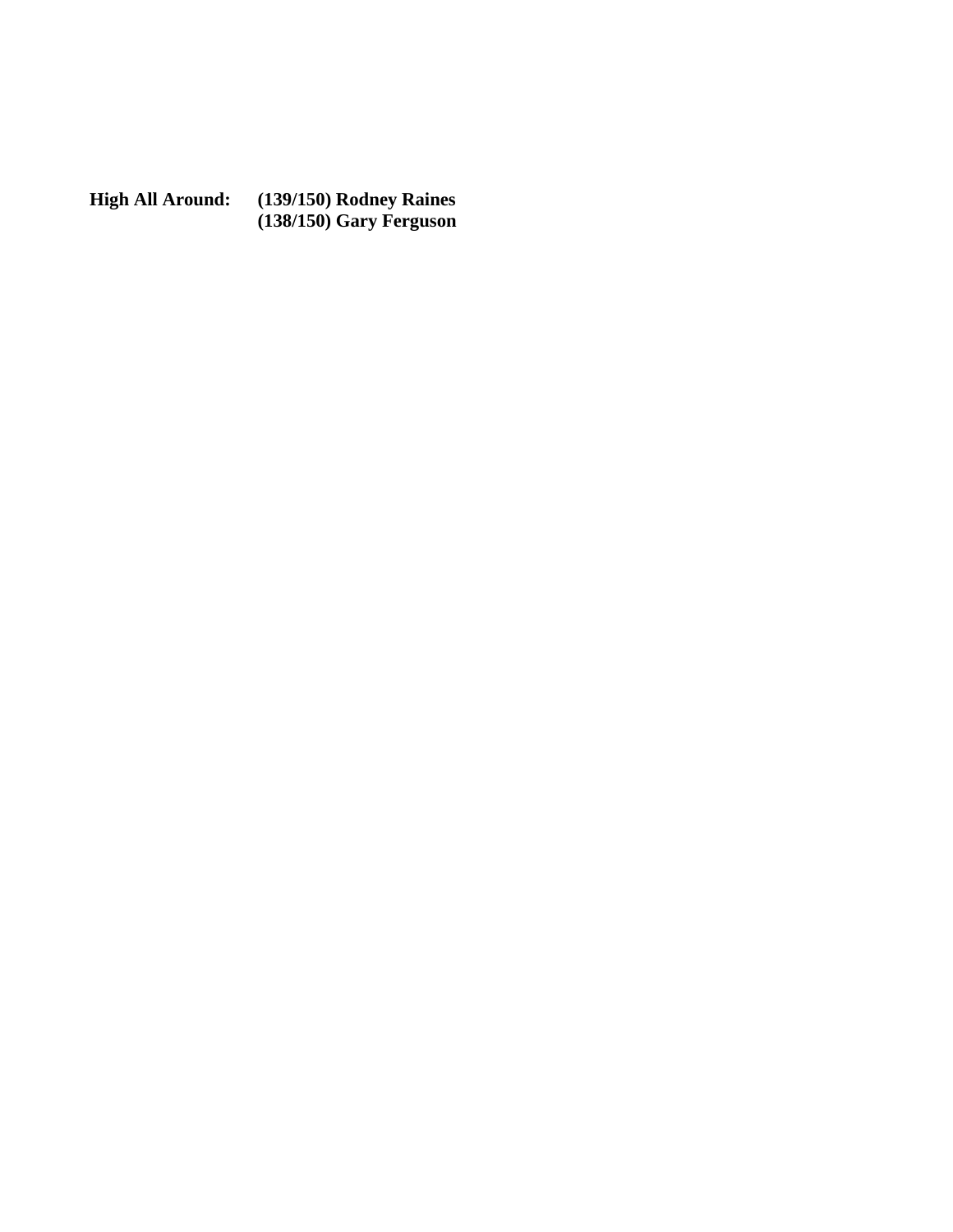**High All Around:** **(139/150) Rodney Raines**
**(138/150) Gary Ferguson**